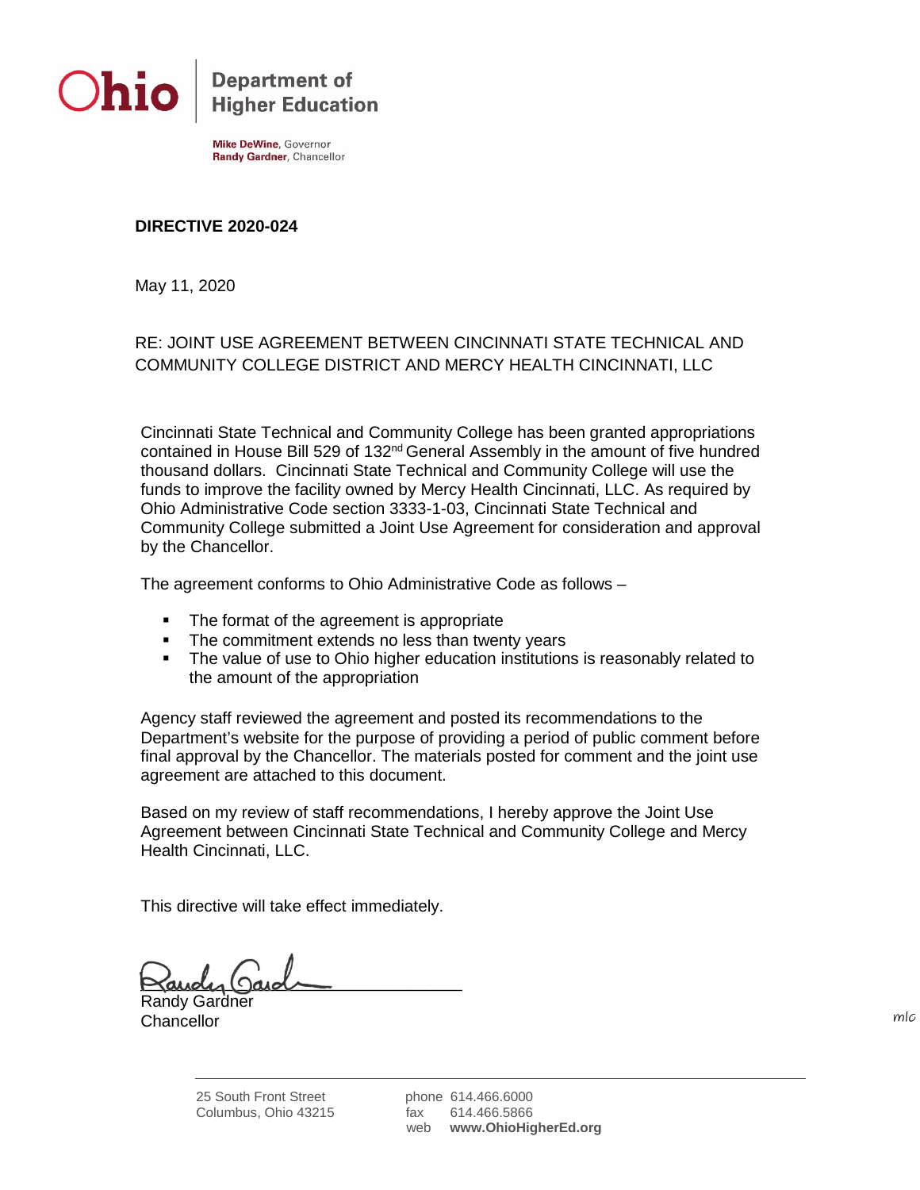Ohio | Department of Higher Education

**Mike DeWine**, Governor
**Randy Gardner**, Chancellor

**DIRECTIVE 2020-024**

May 11, 2020

RE: JOINT USE AGREEMENT BETWEEN CINCINNATI STATE TECHNICAL AND COMMUNITY COLLEGE DISTRICT AND MERCY HEALTH CINCINNATI, LLC

Cincinnati State Technical and Community College has been granted appropriations contained in House Bill 529 of 132nd General Assembly in the amount of five hundred thousand dollars. Cincinnati State Technical and Community College will use the funds to improve the facility owned by Mercy Health Cincinnati, LLC. As required by Ohio Administrative Code section 3333-1-03, Cincinnati State Technical and Community College submitted a Joint Use Agreement for consideration and approval by the Chancellor.

The agreement conforms to Ohio Administrative Code as follows –

- The format of the agreement is appropriate
- The commitment extends no less than twenty years
- The value of use to Ohio higher education institutions is reasonably related to the amount of the appropriation

Agency staff reviewed the agreement and posted its recommendations to the Department's website for the purpose of providing a period of public comment before final approval by the Chancellor. The materials posted for comment and the joint use agreement are attached to this document.

Based on my review of staff recommendations, I hereby approve the Joint Use Agreement between Cincinnati State Technical and Community College and Mercy Health Cincinnati, LLC.

This directive will take effect immediately.

Randy Gardner
Chancellor

mlc

25 South Front Street
Columbus, Ohio 43215

phone 614.466.6000
fax 614.466.5866
web **www.OhioHigherEd.org**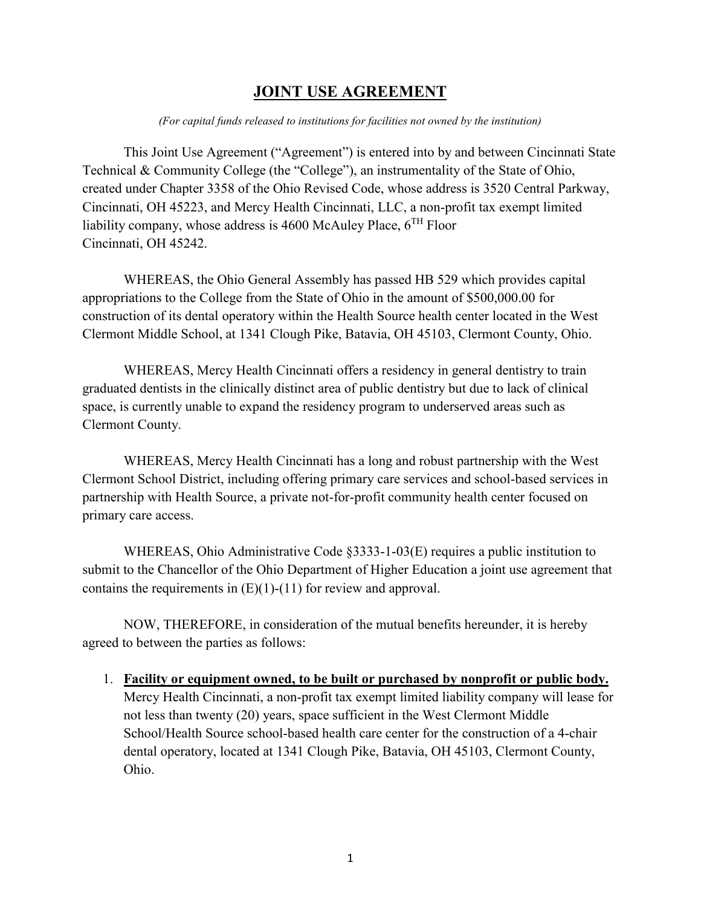# JOINT USE AGREEMENT

*(For capital funds released to institutions for facilities not owned by the institution)*

This Joint Use Agreement ("Agreement") is entered into by and between Cincinnati State Technical & Community College (the "College"), an instrumentality of the State of Ohio, created under Chapter 3358 of the Ohio Revised Code, whose address is 3520 Central Parkway, Cincinnati, OH 45223, and Mercy Health Cincinnati, LLC, a non-profit tax exempt limited liability company, whose address is 4600 McAuley Place, 6TH Floor Cincinnati, OH 45242.

WHEREAS, the Ohio General Assembly has passed HB 529 which provides capital appropriations to the College from the State of Ohio in the amount of $500,000.00 for construction of its dental operatory within the Health Source health center located in the West Clermont Middle School, at 1341 Clough Pike, Batavia, OH 45103, Clermont County, Ohio.

WHEREAS, Mercy Health Cincinnati offers a residency in general dentistry to train graduated dentists in the clinically distinct area of public dentistry but due to lack of clinical space, is currently unable to expand the residency program to underserved areas such as Clermont County.

WHEREAS, Mercy Health Cincinnati has a long and robust partnership with the West Clermont School District, including offering primary care services and school-based services in partnership with Health Source, a private not-for-profit community health center focused on primary care access.

WHEREAS, Ohio Administrative Code §3333-1-03(E) requires a public institution to submit to the Chancellor of the Ohio Department of Higher Education a joint use agreement that contains the requirements in (E)(1)-(11) for review and approval.

NOW, THEREFORE, in consideration of the mutual benefits hereunder, it is hereby agreed to between the parties as follows:

1. **Facility or equipment owned, to be built or purchased by nonprofit or public body.** Mercy Health Cincinnati, a non-profit tax exempt limited liability company will lease for not less than twenty (20) years, space sufficient in the West Clermont Middle School/Health Source school-based health care center for the construction of a 4-chair dental operatory, located at 1341 Clough Pike, Batavia, OH 45103, Clermont County, Ohio.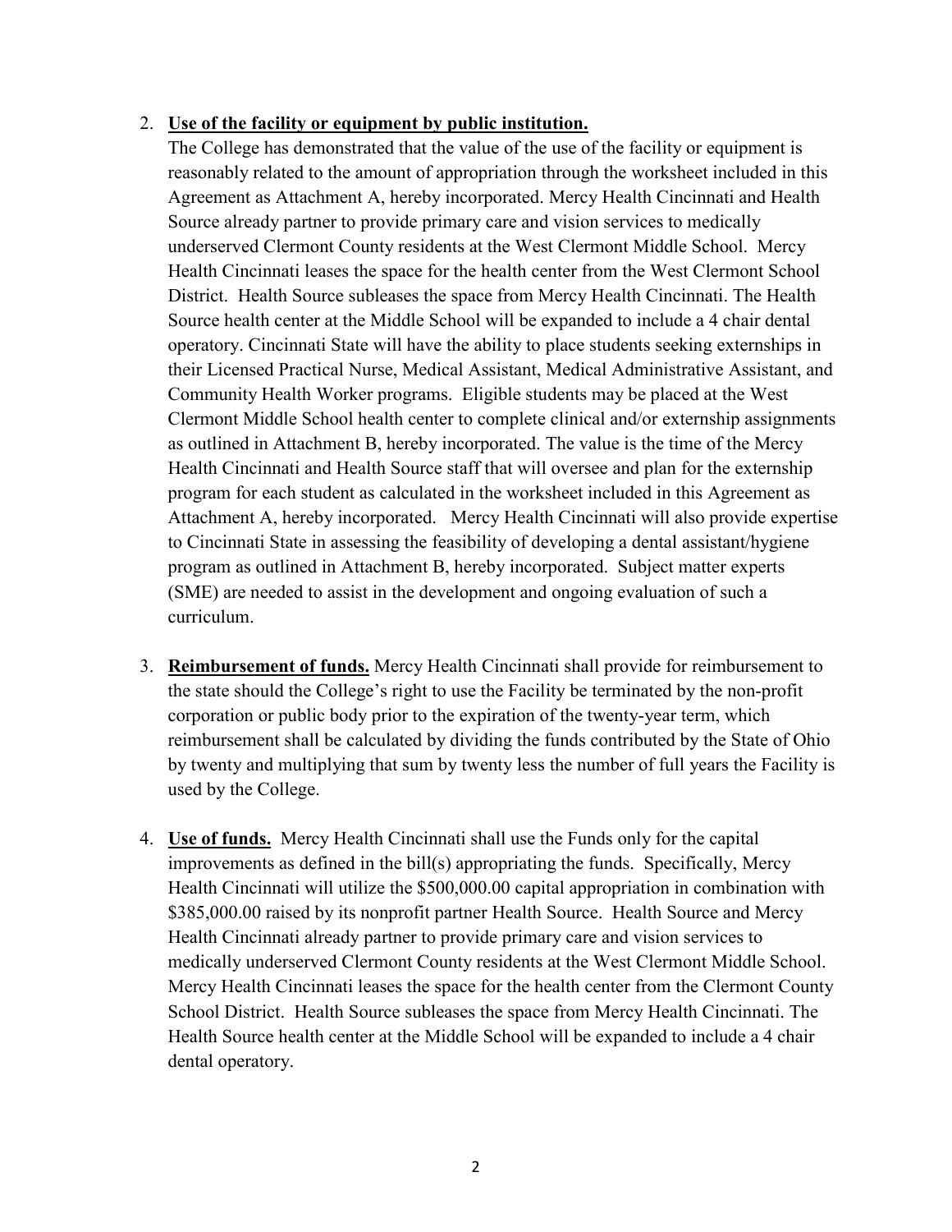2. **Use of the facility or equipment by public institution.**
   The College has demonstrated that the value of the use of the facility or equipment is reasonably related to the amount of appropriation through the worksheet included in this Agreement as Attachment A, hereby incorporated. Mercy Health Cincinnati and Health Source already partner to provide primary care and vision services to medically underserved Clermont County residents at the West Clermont Middle School. Mercy Health Cincinnati leases the space for the health center from the West Clermont School District. Health Source subleases the space from Mercy Health Cincinnati. The Health Source health center at the Middle School will be expanded to include a 4 chair dental operatory. Cincinnati State will have the ability to place students seeking externships in their Licensed Practical Nurse, Medical Assistant, Medical Administrative Assistant, and Community Health Worker programs. Eligible students may be placed at the West Clermont Middle School health center to complete clinical and/or externship assignments as outlined in Attachment B, hereby incorporated. The value is the time of the Mercy Health Cincinnati and Health Source staff that will oversee and plan for the externship program for each student as calculated in the worksheet included in this Agreement as Attachment A, hereby incorporated. Mercy Health Cincinnati will also provide expertise to Cincinnati State in assessing the feasibility of developing a dental assistant/hygiene program as outlined in Attachment B, hereby incorporated. Subject matter experts (SME) are needed to assist in the development and ongoing evaluation of such a curriculum.

3. **Reimbursement of funds.** Mercy Health Cincinnati shall provide for reimbursement to the state should the College's right to use the Facility be terminated by the non-profit corporation or public body prior to the expiration of the twenty-year term, which reimbursement shall be calculated by dividing the funds contributed by the State of Ohio by twenty and multiplying that sum by twenty less the number of full years the Facility is used by the College.

4. **Use of funds.** Mercy Health Cincinnati shall use the Funds only for the capital improvements as defined in the bill(s) appropriating the funds. Specifically, Mercy Health Cincinnati will utilize the $500,000.00 capital appropriation in combination with $385,000.00 raised by its nonprofit partner Health Source. Health Source and Mercy Health Cincinnati already partner to provide primary care and vision services to medically underserved Clermont County residents at the West Clermont Middle School. Mercy Health Cincinnati leases the space for the health center from the Clermont County School District. Health Source subleases the space from Mercy Health Cincinnati. The Health Source health center at the Middle School will be expanded to include a 4 chair dental operatory.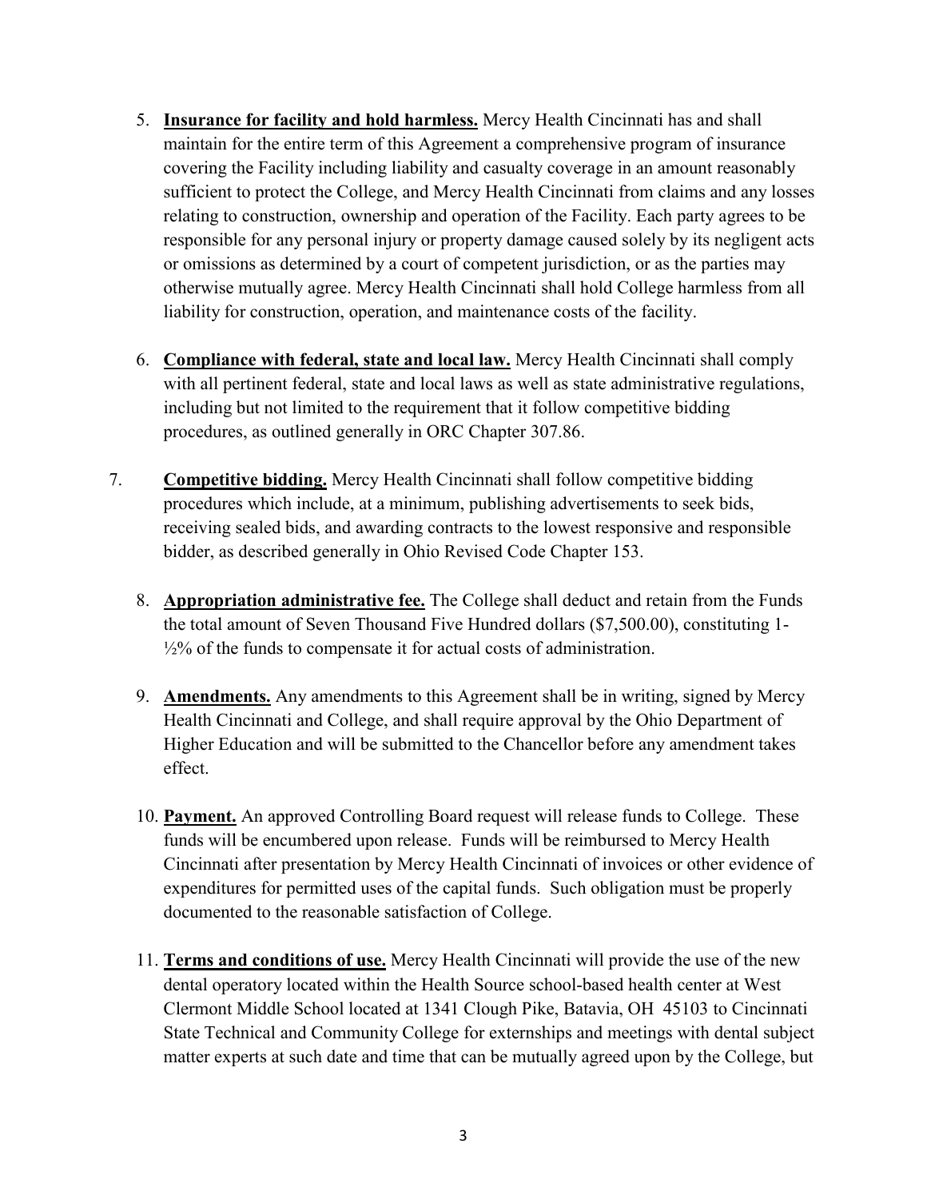5. **Insurance for facility and hold harmless.** Mercy Health Cincinnati has and shall maintain for the entire term of this Agreement a comprehensive program of insurance covering the Facility including liability and casualty coverage in an amount reasonably sufficient to protect the College, and Mercy Health Cincinnati from claims and any losses relating to construction, ownership and operation of the Facility. Each party agrees to be responsible for any personal injury or property damage caused solely by its negligent acts or omissions as determined by a court of competent jurisdiction, or as the parties may otherwise mutually agree. Mercy Health Cincinnati shall hold College harmless from all liability for construction, operation, and maintenance costs of the facility.

6. **Compliance with federal, state and local law.** Mercy Health Cincinnati shall comply with all pertinent federal, state and local laws as well as state administrative regulations, including but not limited to the requirement that it follow competitive bidding procedures, as outlined generally in ORC Chapter 307.86.

7. **Competitive bidding.** Mercy Health Cincinnati shall follow competitive bidding procedures which include, at a minimum, publishing advertisements to seek bids, receiving sealed bids, and awarding contracts to the lowest responsive and responsible bidder, as described generally in Ohio Revised Code Chapter 153.

8. **Appropriation administrative fee.** The College shall deduct and retain from the Funds the total amount of Seven Thousand Five Hundred dollars ($7,500.00), constituting 1-½% of the funds to compensate it for actual costs of administration.

9. **Amendments.** Any amendments to this Agreement shall be in writing, signed by Mercy Health Cincinnati and College, and shall require approval by the Ohio Department of Higher Education and will be submitted to the Chancellor before any amendment takes effect.

10. **Payment.** An approved Controlling Board request will release funds to College. These funds will be encumbered upon release. Funds will be reimbursed to Mercy Health Cincinnati after presentation by Mercy Health Cincinnati of invoices or other evidence of expenditures for permitted uses of the capital funds. Such obligation must be properly documented to the reasonable satisfaction of College.

11. **Terms and conditions of use.** Mercy Health Cincinnati will provide the use of the new dental operatory located within the Health Source school-based health center at West Clermont Middle School located at 1341 Clough Pike, Batavia, OH 45103 to Cincinnati State Technical and Community College for externships and meetings with dental subject matter experts at such date and time that can be mutually agreed upon by the College, but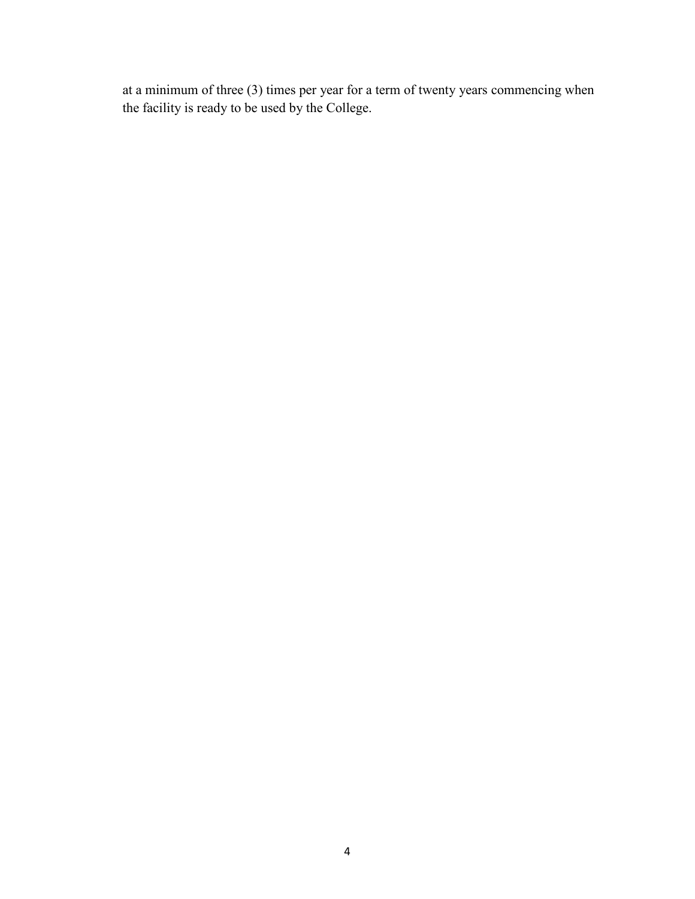at a minimum of three (3) times per year for a term of twenty years commencing when the facility is ready to be used by the College.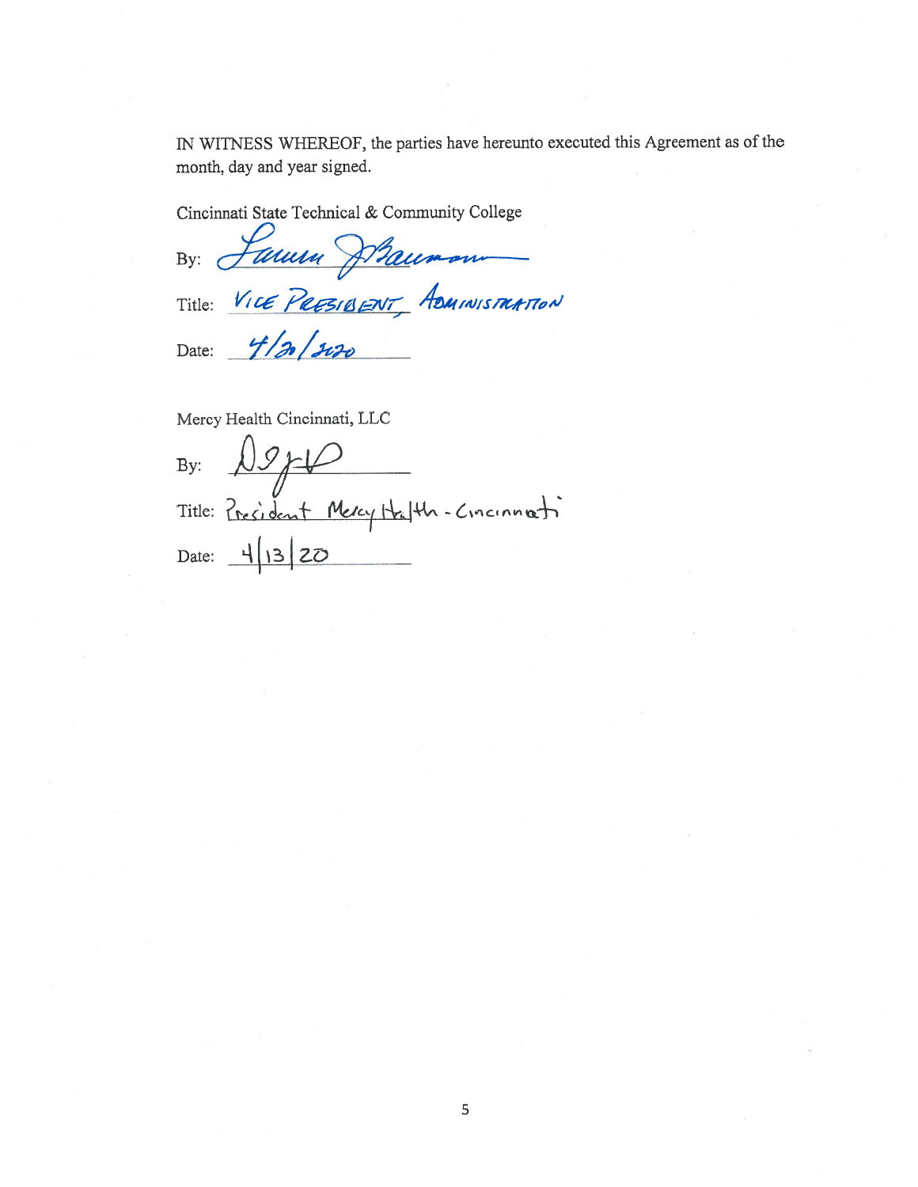IN WITNESS WHEREOF, the parties have hereunto executed this Agreement as of the month, day and year signed.

Cincinnati State Technical & Community College

By: Lauren Baumann

Title: Vice President, Administration

Date: 4/20/2020

Mercy Health Cincinnati, LLC

By: DJ

Title: President Mercy Health - Cincinnati

Date: 4/13/20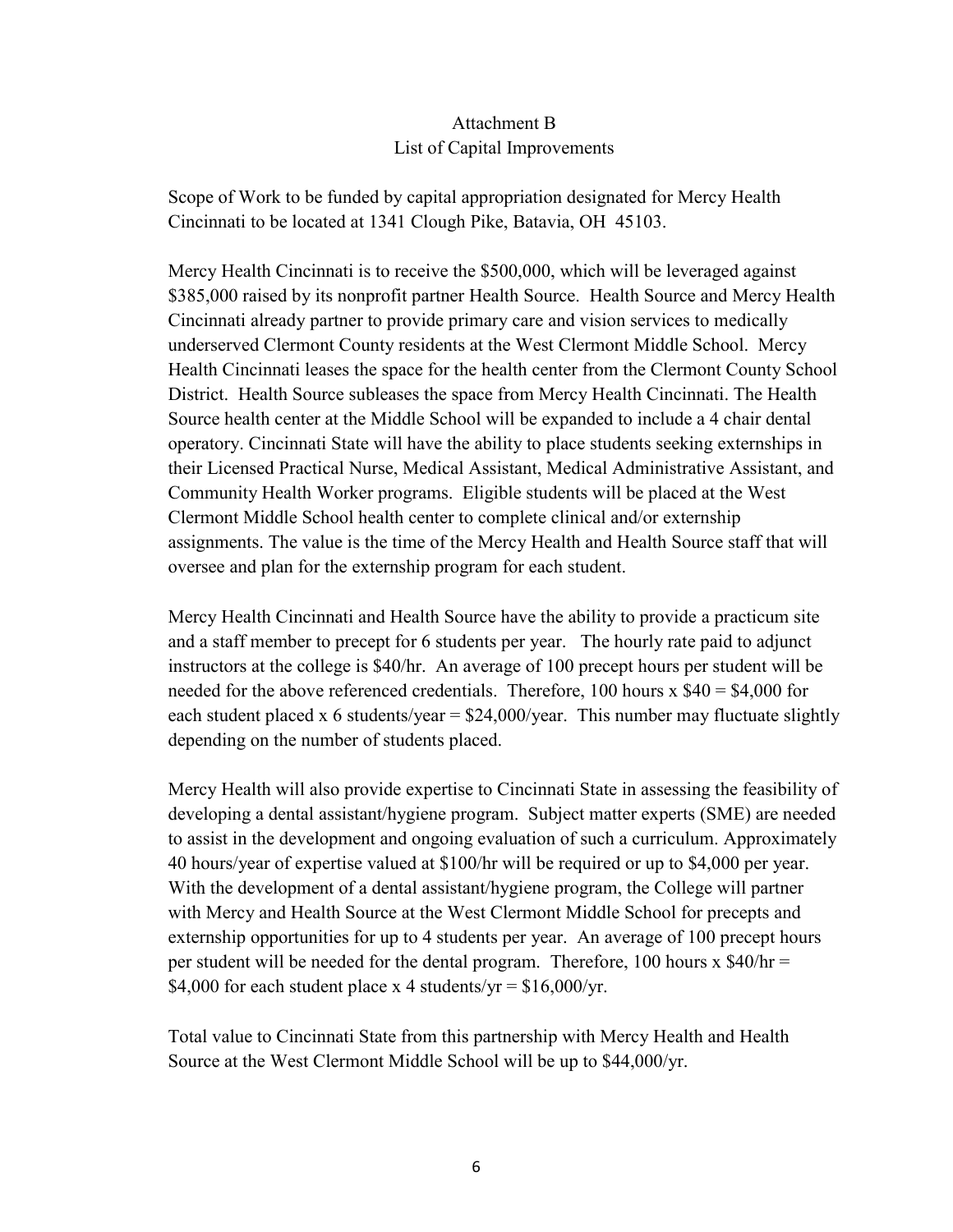# Attachment B
## List of Capital Improvements

Scope of Work to be funded by capital appropriation designated for Mercy Health Cincinnati to be located at 1341 Clough Pike, Batavia, OH 45103.

Mercy Health Cincinnati is to receive the $500,000, which will be leveraged against $385,000 raised by its nonprofit partner Health Source. Health Source and Mercy Health Cincinnati already partner to provide primary care and vision services to medically underserved Clermont County residents at the West Clermont Middle School. Mercy Health Cincinnati leases the space for the health center from the Clermont County School District. Health Source subleases the space from Mercy Health Cincinnati. The Health Source health center at the Middle School will be expanded to include a 4 chair dental operatory. Cincinnati State will have the ability to place students seeking externships in their Licensed Practical Nurse, Medical Assistant, Medical Administrative Assistant, and Community Health Worker programs. Eligible students will be placed at the West Clermont Middle School health center to complete clinical and/or externship assignments. The value is the time of the Mercy Health and Health Source staff that will oversee and plan for the externship program for each student.

Mercy Health Cincinnati and Health Source have the ability to provide a practicum site and a staff member to precept for 6 students per year. The hourly rate paid to adjunct instructors at the college is $40/hr. An average of 100 precept hours per student will be needed for the above referenced credentials. Therefore, 100 hours x $40 = $4,000 for each student placed x 6 students/year = $24,000/year. This number may fluctuate slightly depending on the number of students placed.

Mercy Health will also provide expertise to Cincinnati State in assessing the feasibility of developing a dental assistant/hygiene program. Subject matter experts (SME) are needed to assist in the development and ongoing evaluation of such a curriculum. Approximately 40 hours/year of expertise valued at $100/hr will be required or up to $4,000 per year. With the development of a dental assistant/hygiene program, the College will partner with Mercy and Health Source at the West Clermont Middle School for precepts and externship opportunities for up to 4 students per year. An average of 100 precept hours per student will be needed for the dental program. Therefore, 100 hours x $40/hr = $4,000 for each student place x 4 students/yr = $16,000/yr.

Total value to Cincinnati State from this partnership with Mercy Health and Health Source at the West Clermont Middle School will be up to $44,000/yr.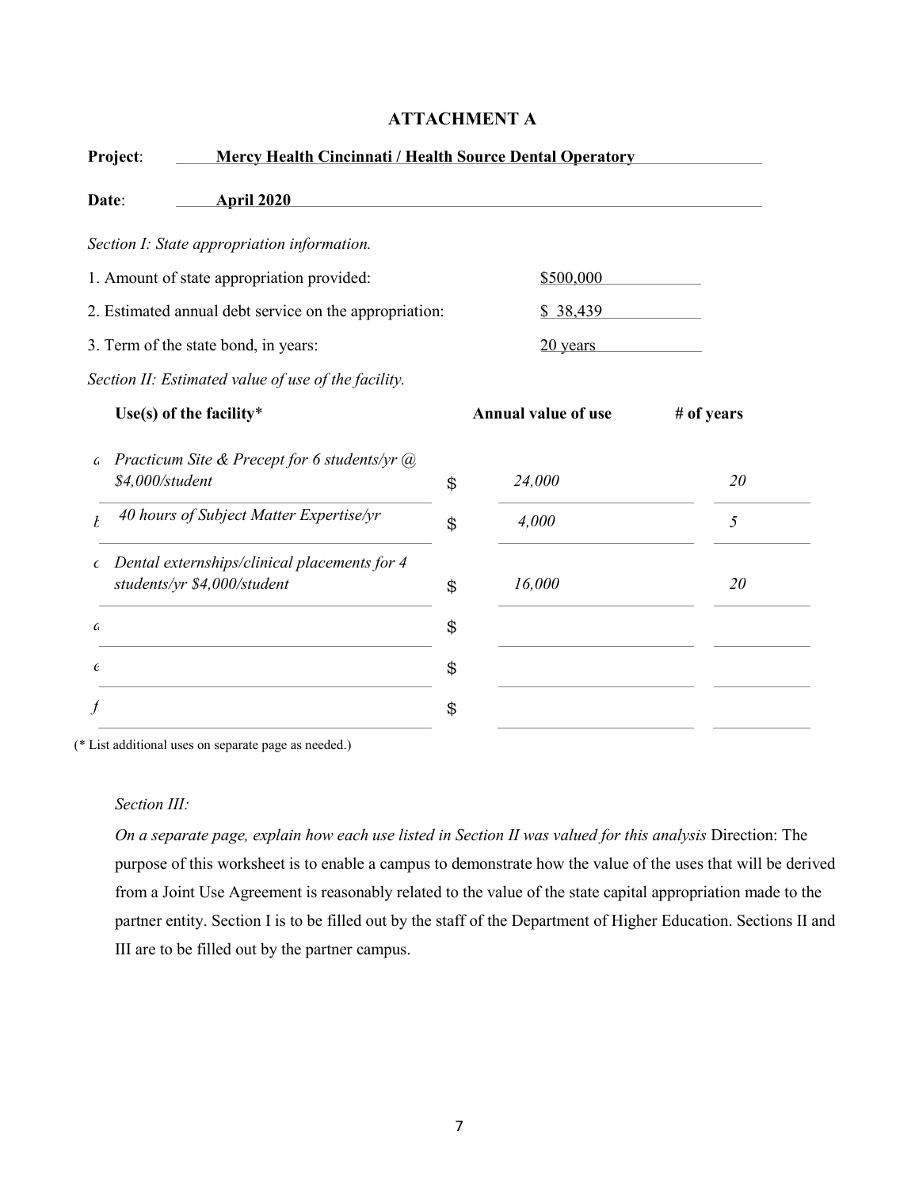## ATTACHMENT A

**Project**: **Mercy Health Cincinnati / Health Source Dental Operatory**

**Date**: **April 2020**

*Section I: State appropriation information.*

1. Amount of state appropriation provided: $500,000
2. Estimated annual debt service on the appropriation: $ 38,439
3. Term of the state bond, in years: 20 years

*Section II: Estimated value of use of the facility.*

| | Use(s) of the facility* | | Annual value of use | # of years |
|---|---|---|---|---|
| a | *Practicum Site & Precept for 6 students/yr @ $4,000/student* | $ | *24,000* | *20* |
| b | *40 hours of Subject Matter Expertise/yr* | $ | *4,000* | *5* |
| c | *Dental externships/clinical placements for 4 students/yr $4,000/student* | $ | *16,000* | *20* |
| d | | $ | | |
| e | | $ | | |
| f | | $ | | |

(* List additional uses on separate page as needed.)

*Section III:*

*On a separate page, explain how each use listed in Section II was valued for this analysis* Direction: The purpose of this worksheet is to enable a campus to demonstrate how the value of the uses that will be derived from a Joint Use Agreement is reasonably related to the value of the state capital appropriation made to the partner entity. Section I is to be filled out by the staff of the Department of Higher Education. Sections II and III are to be filled out by the partner campus.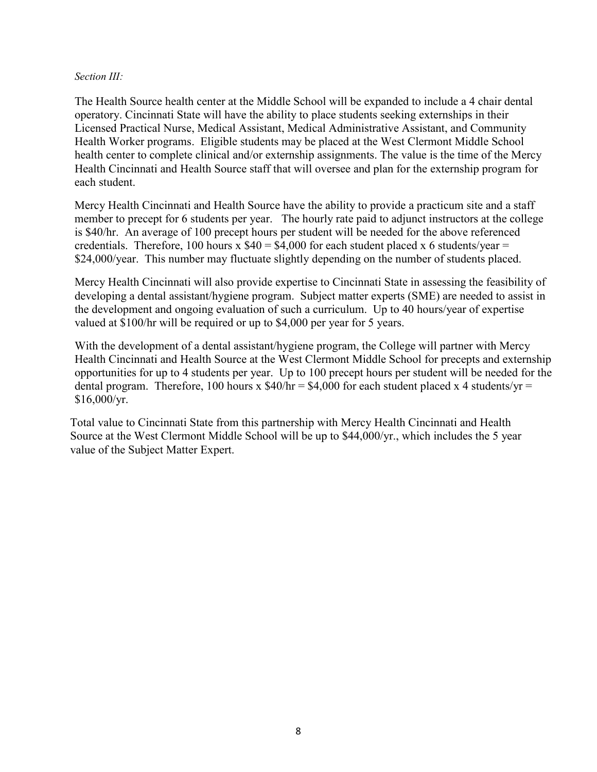*Section III:*

The Health Source health center at the Middle School will be expanded to include a 4 chair dental operatory. Cincinnati State will have the ability to place students seeking externships in their Licensed Practical Nurse, Medical Assistant, Medical Administrative Assistant, and Community Health Worker programs. Eligible students may be placed at the West Clermont Middle School health center to complete clinical and/or externship assignments. The value is the time of the Mercy Health Cincinnati and Health Source staff that will oversee and plan for the externship program for each student.

Mercy Health Cincinnati and Health Source have the ability to provide a practicum site and a staff member to precept for 6 students per year. The hourly rate paid to adjunct instructors at the college is $40/hr. An average of 100 precept hours per student will be needed for the above referenced credentials. Therefore, 100 hours x $40 = $4,000 for each student placed x 6 students/year = $24,000/year. This number may fluctuate slightly depending on the number of students placed.

Mercy Health Cincinnati will also provide expertise to Cincinnati State in assessing the feasibility of developing a dental assistant/hygiene program. Subject matter experts (SME) are needed to assist in the development and ongoing evaluation of such a curriculum. Up to 40 hours/year of expertise valued at $100/hr will be required or up to $4,000 per year for 5 years.

With the development of a dental assistant/hygiene program, the College will partner with Mercy Health Cincinnati and Health Source at the West Clermont Middle School for precepts and externship opportunities for up to 4 students per year. Up to 100 precept hours per student will be needed for the dental program. Therefore, 100 hours x $40/hr = $4,000 for each student placed x 4 students/yr = $16,000/yr.

Total value to Cincinnati State from this partnership with Mercy Health Cincinnati and Health Source at the West Clermont Middle School will be up to $44,000/yr., which includes the 5 year value of the Subject Matter Expert.